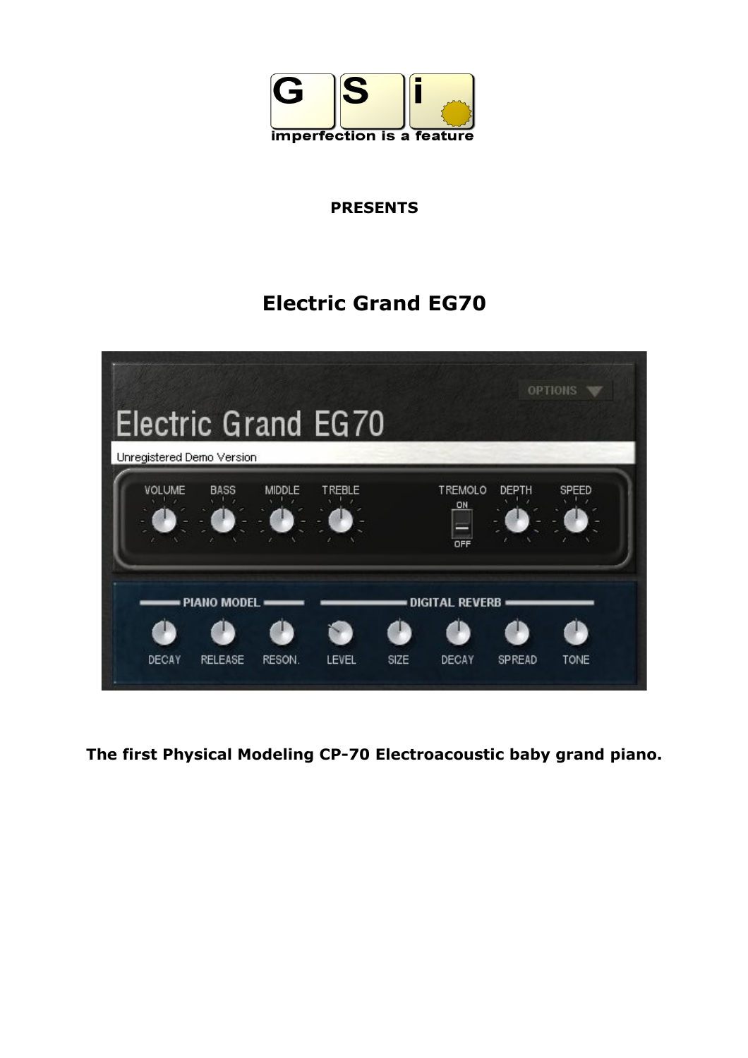**PRESENTS**

# Electric Grand EG70

**The first Physical Modeling CP-70 Electroacoustic baby grand piano.**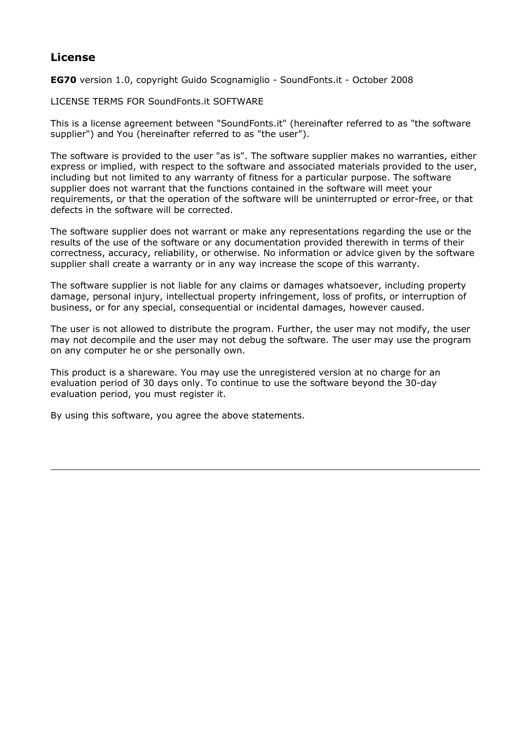## License

**EG70** version 1.0, copyright Guido Scognamiglio - SoundFonts.it - October 2008

LICENSE TERMS FOR SoundFonts.it SOFTWARE

This is a license agreement between "SoundFonts.it" (hereinafter referred to as "the software supplier") and You (hereinafter referred to as "the user").

The software is provided to the user "as is". The software supplier makes no warranties, either express or implied, with respect to the software and associated materials provided to the user, including but not limited to any warranty of fitness for a particular purpose. The software supplier does not warrant that the functions contained in the software will meet your requirements, or that the operation of the software will be uninterrupted or error-free, or that defects in the software will be corrected.

The software supplier does not warrant or make any representations regarding the use or the results of the use of the software or any documentation provided therewith in terms of their correctness, accuracy, reliability, or otherwise. No information or advice given by the software supplier shall create a warranty or in any way increase the scope of this warranty.

The software supplier is not liable for any claims or damages whatsoever, including property damage, personal injury, intellectual property infringement, loss of profits, or interruption of business, or for any special, consequential or incidental damages, however caused.

The user is not allowed to distribute the program. Further, the user may not modify, the user may not decompile and the user may not debug the software. The user may use the program on any computer he or she personally own.

This product is a shareware. You may use the unregistered version at no charge for an evaluation period of 30 days only. To continue to use the software beyond the 30-day evaluation period, you must register it.

By using this software, you agree the above statements.

---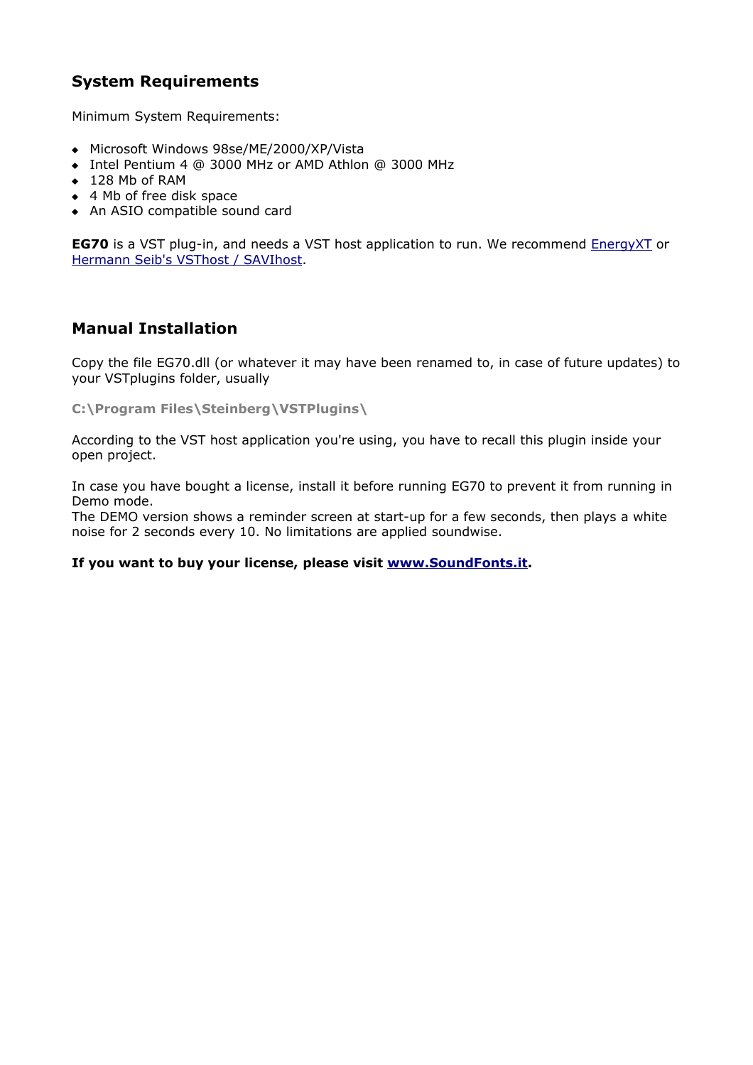## System Requirements

Minimum System Requirements:

- Microsoft Windows 98se/ME/2000/XP/Vista
- Intel Pentium 4 @ 3000 MHz or AMD Athlon @ 3000 MHz
- 128 Mb of RAM
- 4 Mb of free disk space
- An ASIO compatible sound card

**EG70** is a VST plug-in, and needs a VST host application to run. We recommend EnergyXT or Hermann Seib's VSThost / SAVIhost.

## Manual Installation

Copy the file EG70.dll (or whatever it may have been renamed to, in case of future updates) to your VSTplugins folder, usually

**C:\Program Files\Steinberg\VSTPlugins\**

According to the VST host application you're using, you have to recall this plugin inside your open project.

In case you have bought a license, install it before running EG70 to prevent it from running in Demo mode.
The DEMO version shows a reminder screen at start-up for a few seconds, then plays a white noise for 2 seconds every 10. No limitations are applied soundwise.

**If you want to buy your license, please visit www.SoundFonts.it.**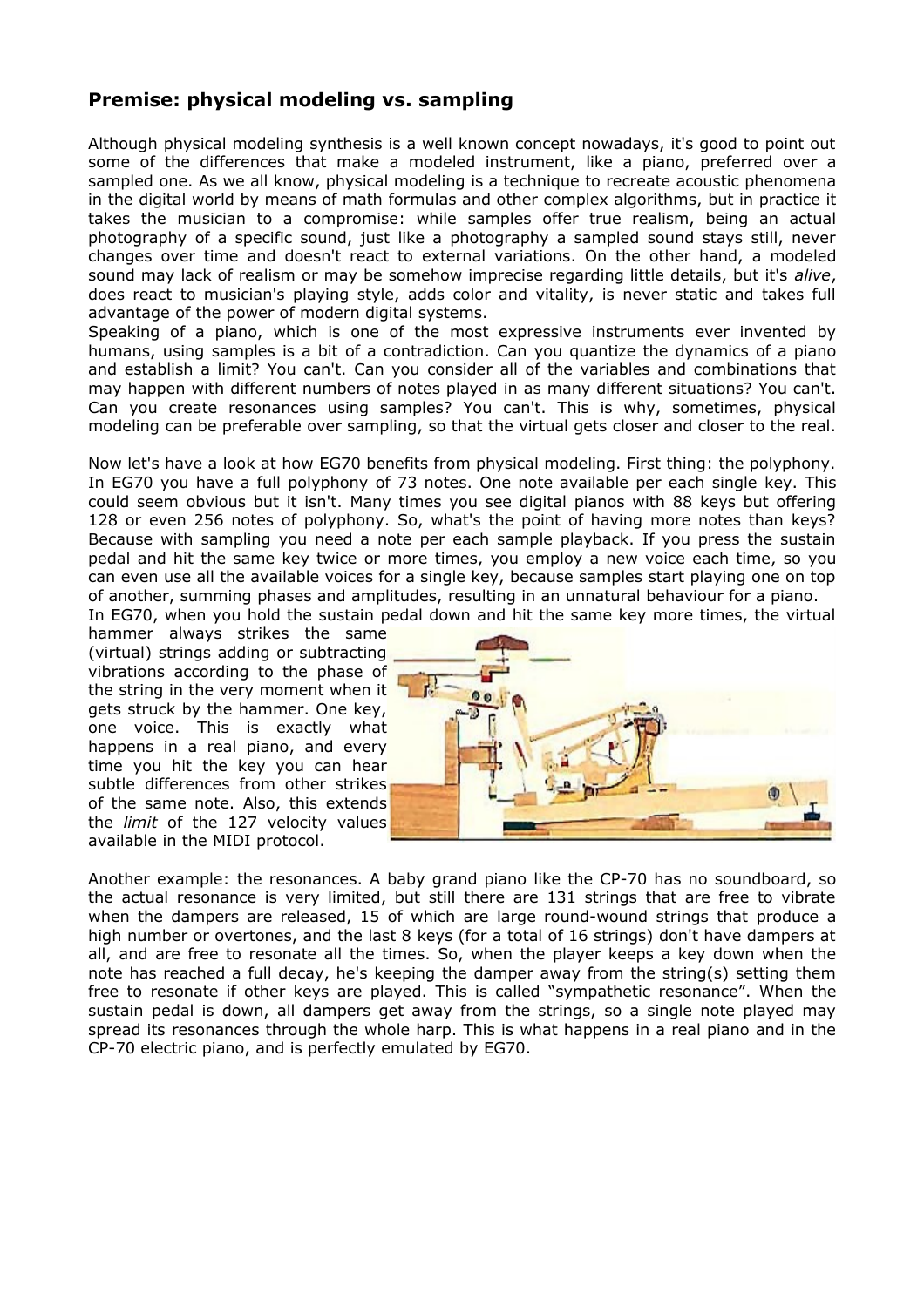## Premise: physical modeling vs. sampling

Although physical modeling synthesis is a well known concept nowadays, it's good to point out some of the differences that make a modeled instrument, like a piano, preferred over a sampled one. As we all know, physical modeling is a technique to recreate acoustic phenomena in the digital world by means of math formulas and other complex algorithms, but in practice it takes the musician to a compromise: while samples offer true realism, being an actual photography of a specific sound, just like a photography a sampled sound stays still, never changes over time and doesn't react to external variations. On the other hand, a modeled sound may lack of realism or may be somehow imprecise regarding little details, but it's *alive*, does react to musician's playing style, adds color and vitality, is never static and takes full advantage of the power of modern digital systems.

Speaking of a piano, which is one of the most expressive instruments ever invented by humans, using samples is a bit of a contradiction. Can you quantize the dynamics of a piano and establish a limit? You can't. Can you consider all of the variables and combinations that may happen with different numbers of notes played in as many different situations? You can't. Can you create resonances using samples? You can't. This is why, sometimes, physical modeling can be preferable over sampling, so that the virtual gets closer and closer to the real.

Now let's have a look at how EG70 benefits from physical modeling. First thing: the polyphony. In EG70 you have a full polyphony of 73 notes. One note available per each single key. This could seem obvious but it isn't. Many times you see digital pianos with 88 keys but offering 128 or even 256 notes of polyphony. So, what's the point of having more notes than keys? Because with sampling you need a note per each sample playback. If you press the sustain pedal and hit the same key twice or more times, you employ a new voice each time, so you can even use all the available voices for a single key, because samples start playing one on top of another, summing phases and amplitudes, resulting in an unnatural behaviour for a piano.

In EG70, when you hold the sustain pedal down and hit the same key more times, the virtual hammer always strikes the same (virtual) strings adding or subtracting vibrations according to the phase of the string in the very moment when it gets struck by the hammer. One key, one voice. This is exactly what happens in a real piano, and every time you hit the key you can hear subtle differences from other strikes of the same note. Also, this extends the *limit* of the 127 velocity values available in the MIDI protocol.

Another example: the resonances. A baby grand piano like the CP-70 has no soundboard, so the actual resonance is very limited, but still there are 131 strings that are free to vibrate when the dampers are released, 15 of which are large round-wound strings that produce a high number or overtones, and the last 8 keys (for a total of 16 strings) don't have dampers at all, and are free to resonate all the times. So, when the player keeps a key down when the note has reached a full decay, he's keeping the damper away from the string(s) setting them free to resonate if other keys are played. This is called "sympathetic resonance". When the sustain pedal is down, all dampers get away from the strings, so a single note played may spread its resonances through the whole harp. This is what happens in a real piano and in the CP-70 electric piano, and is perfectly emulated by EG70.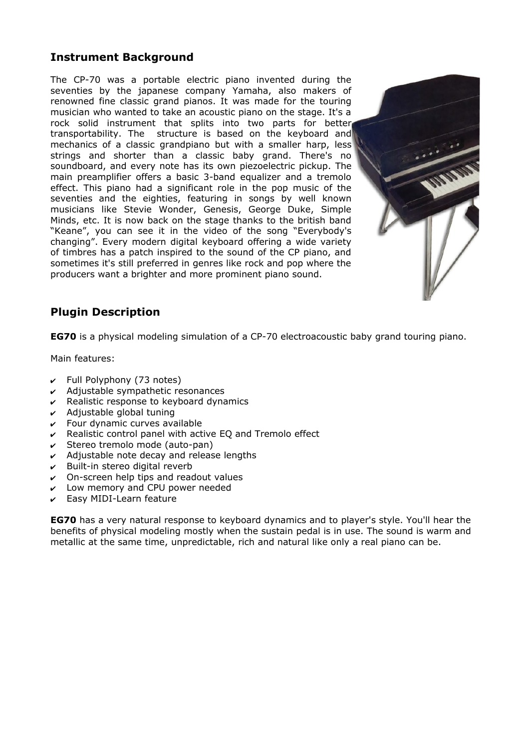## Instrument Background

The CP-70 was a portable electric piano invented during the seventies by the japanese company Yamaha, also makers of renowned fine classic grand pianos. It was made for the touring musician who wanted to take an acoustic piano on the stage. It's a rock solid instrument that splits into two parts for better transportability. The structure is based on the keyboard and mechanics of a classic grandpiano but with a smaller harp, less strings and shorter than a classic baby grand. There's no soundboard, and every note has its own piezoelectric pickup. The main preamplifier offers a basic 3-band equalizer and a tremolo effect. This piano had a significant role in the pop music of the seventies and the eighties, featuring in songs by well known musicians like Stevie Wonder, Genesis, George Duke, Simple Minds, etc. It is now back on the stage thanks to the british band "Keane", you can see it in the video of the song "Everybody's changing". Every modern digital keyboard offering a wide variety of timbres has a patch inspired to the sound of the CP piano, and sometimes it's still preferred in genres like rock and pop where the producers want a brighter and more prominent piano sound.

## Plugin Description

**EG70** is a physical modeling simulation of a CP-70 electroacoustic baby grand touring piano.

Main features:

- ✔ Full Polyphony (73 notes)
- ✔ Adjustable sympathetic resonances
- ✔ Realistic response to keyboard dynamics
- ✔ Adjustable global tuning
- ✔ Four dynamic curves available
- ✔ Realistic control panel with active EQ and Tremolo effect
- ✔ Stereo tremolo mode (auto-pan)
- ✔ Adjustable note decay and release lengths
- ✔ Built-in stereo digital reverb
- ✔ On-screen help tips and readout values
- ✔ Low memory and CPU power needed
- ✔ Easy MIDI-Learn feature

**EG70** has a very natural response to keyboard dynamics and to player's style. You'll hear the benefits of physical modeling mostly when the sustain pedal is in use. The sound is warm and metallic at the same time, unpredictable, rich and natural like only a real piano can be.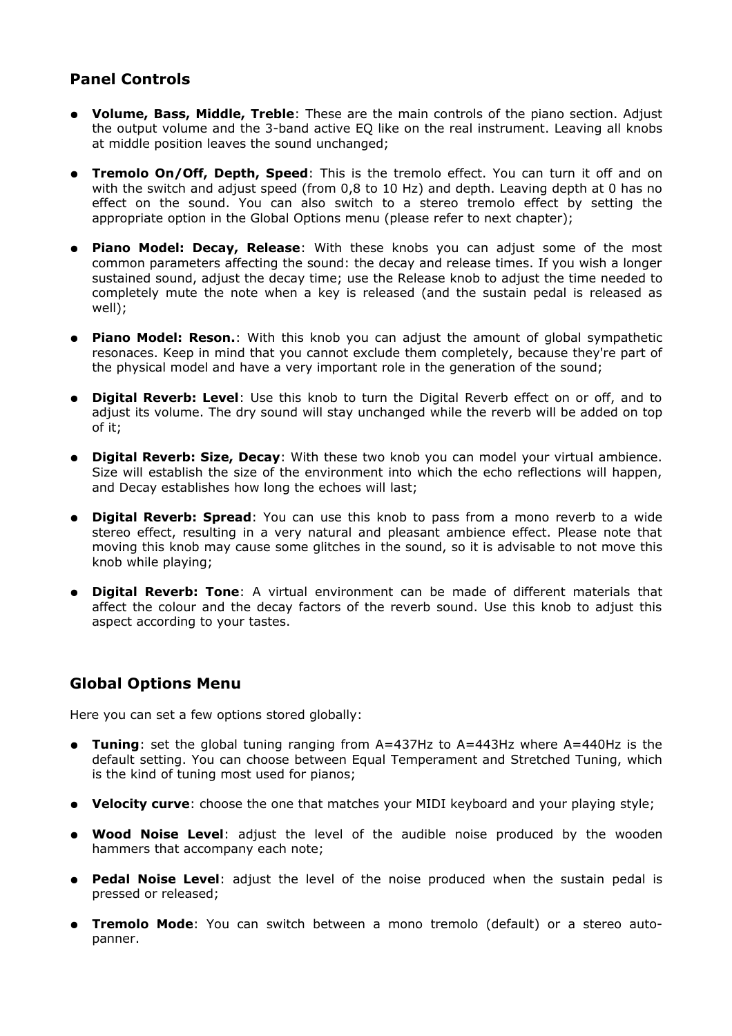## Panel Controls

- **Volume, Bass, Middle, Treble**: These are the main controls of the piano section. Adjust the output volume and the 3-band active EQ like on the real instrument. Leaving all knobs at middle position leaves the sound unchanged;

- **Tremolo On/Off, Depth, Speed**: This is the tremolo effect. You can turn it off and on with the switch and adjust speed (from 0,8 to 10 Hz) and depth. Leaving depth at 0 has no effect on the sound. You can also switch to a stereo tremolo effect by setting the appropriate option in the Global Options menu (please refer to next chapter);

- **Piano Model: Decay, Release**: With these knobs you can adjust some of the most common parameters affecting the sound: the decay and release times. If you wish a longer sustained sound, adjust the decay time; use the Release knob to adjust the time needed to completely mute the note when a key is released (and the sustain pedal is released as well);

- **Piano Model: Reson.**: With this knob you can adjust the amount of global sympathetic resonaces. Keep in mind that you cannot exclude them completely, because they're part of the physical model and have a very important role in the generation of the sound;

- **Digital Reverb: Level**: Use this knob to turn the Digital Reverb effect on or off, and to adjust its volume. The dry sound will stay unchanged while the reverb will be added on top of it;

- **Digital Reverb: Size, Decay**: With these two knob you can model your virtual ambience. Size will establish the size of the environment into which the echo reflections will happen, and Decay establishes how long the echoes will last;

- **Digital Reverb: Spread**: You can use this knob to pass from a mono reverb to a wide stereo effect, resulting in a very natural and pleasant ambience effect. Please note that moving this knob may cause some glitches in the sound, so it is advisable to not move this knob while playing;

- **Digital Reverb: Tone**: A virtual environment can be made of different materials that affect the colour and the decay factors of the reverb sound. Use this knob to adjust this aspect according to your tastes.

## Global Options Menu

Here you can set a few options stored globally:

- **Tuning**: set the global tuning ranging from A=437Hz to A=443Hz where A=440Hz is the default setting. You can choose between Equal Temperament and Stretched Tuning, which is the kind of tuning most used for pianos;

- **Velocity curve**: choose the one that matches your MIDI keyboard and your playing style;

- **Wood Noise Level**: adjust the level of the audible noise produced by the wooden hammers that accompany each note;

- **Pedal Noise Level**: adjust the level of the noise produced when the sustain pedal is pressed or released;

- **Tremolo Mode**: You can switch between a mono tremolo (default) or a stereo auto-panner.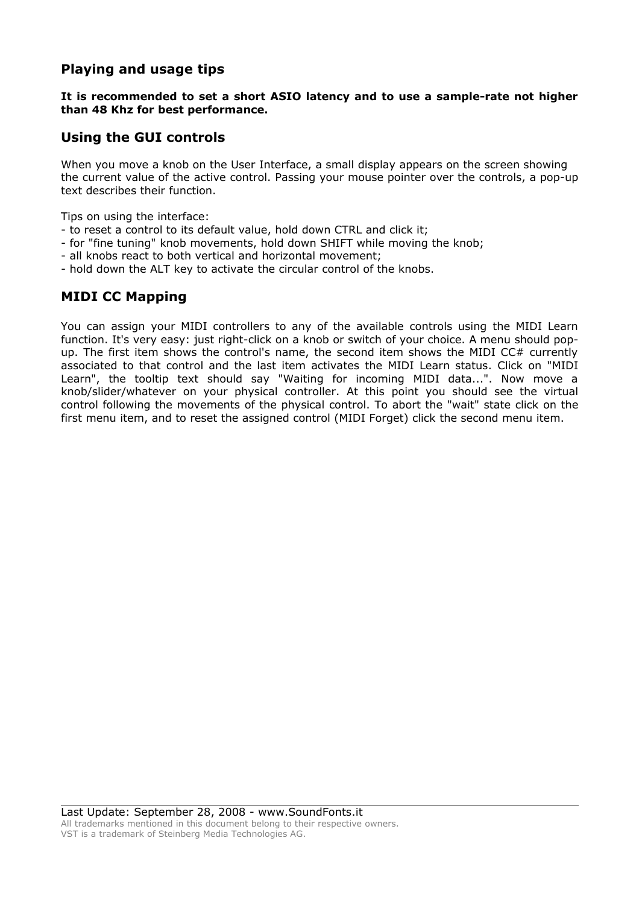## Playing and usage tips

**It is recommended to set a short ASIO latency and to use a sample-rate not higher than 48 Khz for best performance.**

## Using the GUI controls

When you move a knob on the User Interface, a small display appears on the screen showing the current value of the active control. Passing your mouse pointer over the controls, a pop-up text describes their function.

Tips on using the interface:
- to reset a control to its default value, hold down CTRL and click it;
- for "fine tuning" knob movements, hold down SHIFT while moving the knob;
- all knobs react to both vertical and horizontal movement;
- hold down the ALT key to activate the circular control of the knobs.

## MIDI CC Mapping

You can assign your MIDI controllers to any of the available controls using the MIDI Learn function. It's very easy: just right-click on a knob or switch of your choice. A menu should pop-up. The first item shows the control's name, the second item shows the MIDI CC# currently associated to that control and the last item activates the MIDI Learn status. Click on "MIDI Learn", the tooltip text should say "Waiting for incoming MIDI data...". Now move a knob/slider/whatever on your physical controller. At this point you should see the virtual control following the movements of the physical control. To abort the "wait" state click on the first menu item, and to reset the assigned control (MIDI Forget) click the second menu item.

Last Update: September 28, 2008 - www.SoundFonts.it

All trademarks mentioned in this document belong to their respective owners.
VST is a trademark of Steinberg Media Technologies AG.